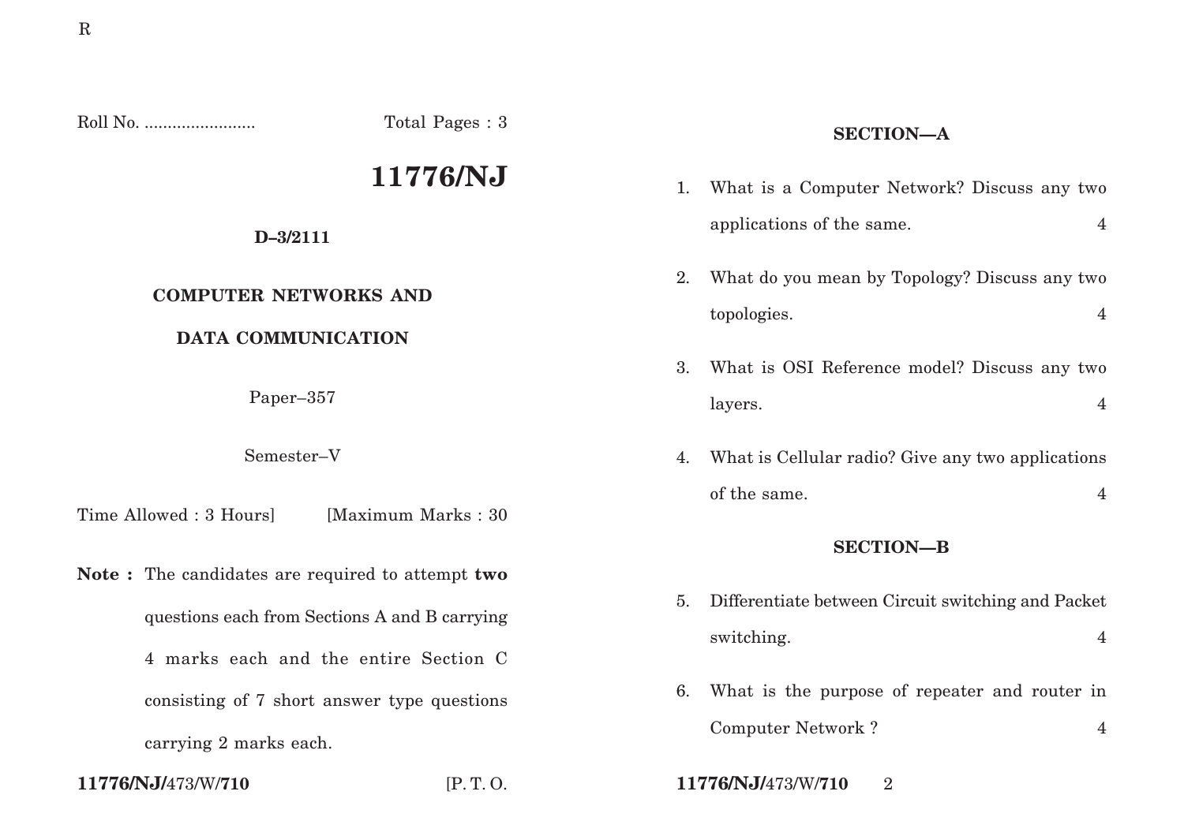Roll No. ........................ Total Pages : 3

# 11776/NJ

**D–3/2111**

**COMPUTER NETWORKS AND**

**DATA COMMUNICATION**

Paper–357

Semester–V

Time Allowed : 3 Hours] [Maximum Marks : 30

**Note :** The candidates are required to attempt **two** questions each from Sections A and B carrying 4 marks each and the entire Section C consisting of 7 short answer type questions carrying 2 marks each.

## SECTION—A

1. What is a Computer Network? Discuss any two applications of the same. 4

2. What do you mean by Topology? Discuss any two topologies. 4

3. What is OSI Reference model? Discuss any two layers. 4

4. What is Cellular radio? Give any two applications of the same. 4

## SECTION—B

5. Differentiate between Circuit switching and Packet switching. 4

6. What is the purpose of repeater and router in Computer Network ? 4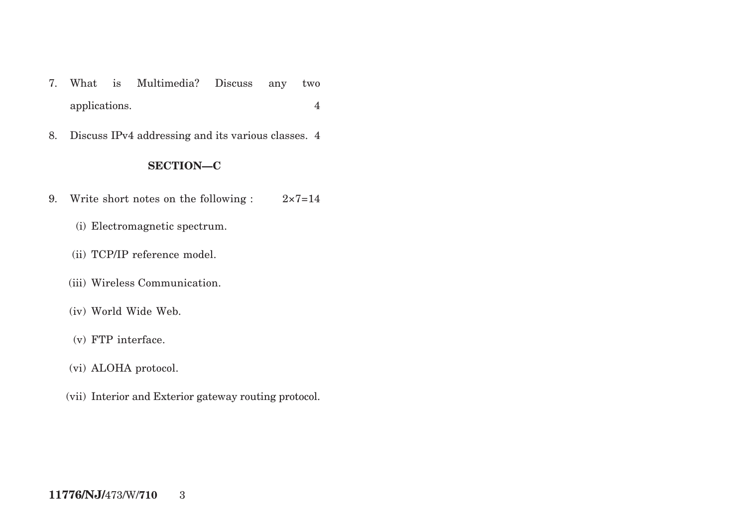7. What is Multimedia? Discuss any two applications. 4

8. Discuss IPv4 addressing and its various classes. 4

## SECTION—C

9. Write short notes on the following : $2 \times 7 = 14$

   (i) Electromagnetic spectrum.

   (ii) TCP/IP reference model.

   (iii) Wireless Communication.

   (iv) World Wide Web.

   (v) FTP interface.

   (vi) ALOHA protocol.

   (vii) Interior and Exterior gateway routing protocol.

**11776/NJ/**473/W/**710**